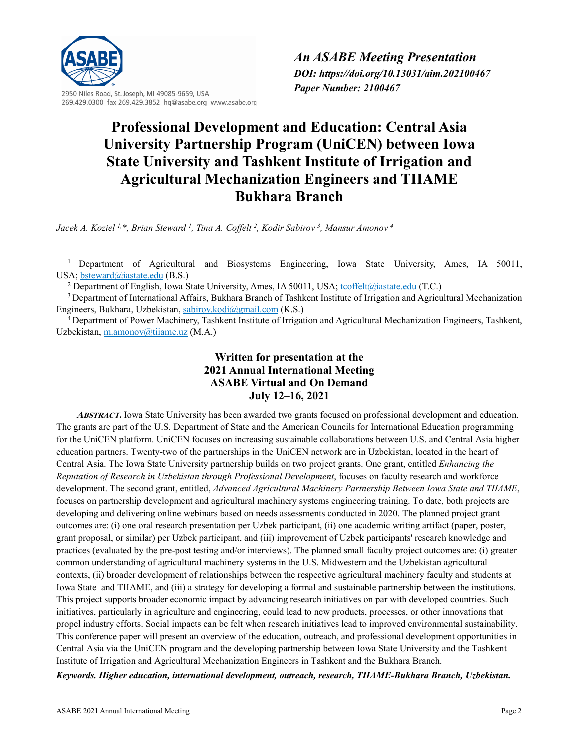2950 Niles Road, St. Joseph, MI 49085-9659, USA
269.429.0300 fax 269.429.3852 hq@asabe.org www.asabe.org

*An ASABE Meeting Presentation*
***DOI: https://doi.org/10.13031/aim.202100467***
***Paper Number: 2100467***

# Professional Development and Education: Central Asia University Partnership Program (UniCEN) between Iowa State University and Tashkent Institute of Irrigation and Agricultural Mechanization Engineers and TIIAME Bukhara Branch

*Jacek A. Koziel [1,*], Brian Steward [1], Tina A. Coffelt [2], Kodir Sabirov [3], Mansur Amonov [4]*

[1] Department of Agricultural and Biosystems Engineering, Iowa State University, Ames, IA 50011, USA; bsteward@iastate.edu (B.S.)

[2] Department of English, Iowa State University, Ames, IA 50011, USA; tcoffelt@iastate.edu (T.C.)

[3] Department of International Affairs, Bukhara Branch of Tashkent Institute of Irrigation and Agricultural Mechanization Engineers, Bukhara, Uzbekistan, sabirov.kodi@gmail.com (K.S.)

[4] Department of Power Machinery, Tashkent Institute of Irrigation and Agricultural Mechanization Engineers, Tashkent, Uzbekistan, m.amonov@tiiame.uz (M.A.)

**Written for presentation at the**
**2021 Annual International Meeting**
**ASABE Virtual and On Demand**
**July 12–16, 2021**

***ABSTRACT.*** Iowa State University has been awarded two grants focused on professional development and education. The grants are part of the U.S. Department of State and the American Councils for International Education programming for the UniCEN platform. UniCEN focuses on increasing sustainable collaborations between U.S. and Central Asia higher education partners. Twenty-two of the partnerships in the UniCEN network are in Uzbekistan, located in the heart of Central Asia. The Iowa State University partnership builds on two project grants. One grant, entitled *Enhancing the Reputation of Research in Uzbekistan through Professional Development*, focuses on faculty research and workforce development. The second grant, entitled, *Advanced Agricultural Machinery Partnership Between Iowa State and TIIAME*, focuses on partnership development and agricultural machinery systems engineering training. To date, both projects are developing and delivering online webinars based on needs assessments conducted in 2020. The planned project grant outcomes are: (i) one oral research presentation per Uzbek participant, (ii) one academic writing artifact (paper, poster, grant proposal, or similar) per Uzbek participant, and (iii) improvement of Uzbek participants' research knowledge and practices (evaluated by the pre-post testing and/or interviews). The planned small faculty project outcomes are: (i) greater common understanding of agricultural machinery systems in the U.S. Midwestern and the Uzbekistan agricultural contexts, (ii) broader development of relationships between the respective agricultural machinery faculty and students at Iowa State and TIIAME, and (iii) a strategy for developing a formal and sustainable partnership between the institutions. This project supports broader economic impact by advancing research initiatives on par with developed countries. Such initiatives, particularly in agriculture and engineering, could lead to new products, processes, or other innovations that propel industry efforts. Social impacts can be felt when research initiatives lead to improved environmental sustainability. This conference paper will present an overview of the education, outreach, and professional development opportunities in Central Asia via the UniCEN program and the developing partnership between Iowa State University and the Tashkent Institute of Irrigation and Agricultural Mechanization Engineers in Tashkent and the Bukhara Branch.

***Keywords. Higher education, international development, outreach, research, TIIAME-Bukhara Branch, Uzbekistan.***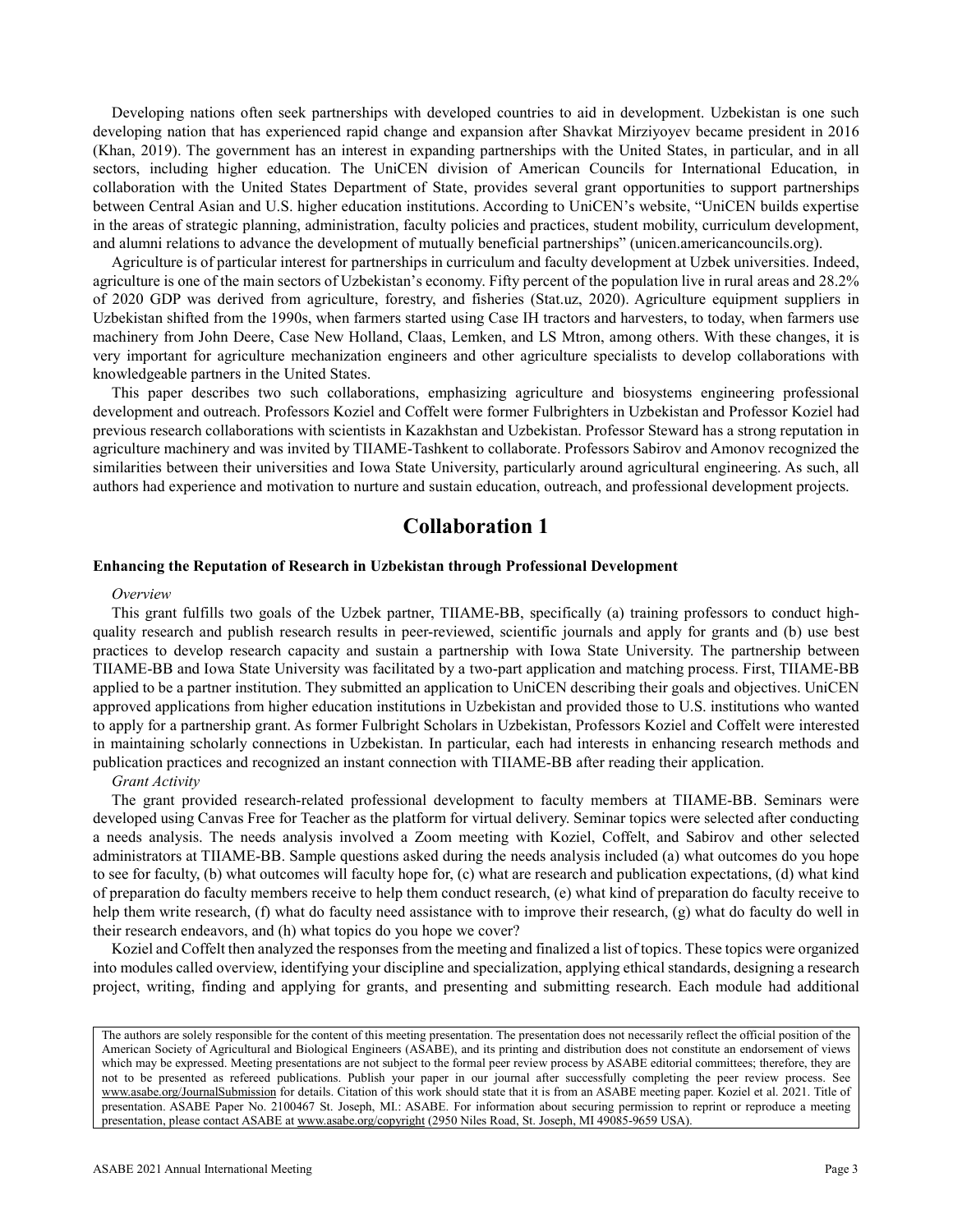Developing nations often seek partnerships with developed countries to aid in development. Uzbekistan is one such developing nation that has experienced rapid change and expansion after Shavkat Mirziyoyev became president in 2016 (Khan, 2019). The government has an interest in expanding partnerships with the United States, in particular, and in all sectors, including higher education. The UniCEN division of American Councils for International Education, in collaboration with the United States Department of State, provides several grant opportunities to support partnerships between Central Asian and U.S. higher education institutions. According to UniCEN's website, "UniCEN builds expertise in the areas of strategic planning, administration, faculty policies and practices, student mobility, curriculum development, and alumni relations to advance the development of mutually beneficial partnerships" (unicen.americancouncils.org).

Agriculture is of particular interest for partnerships in curriculum and faculty development at Uzbek universities. Indeed, agriculture is one of the main sectors of Uzbekistan's economy. Fifty percent of the population live in rural areas and 28.2% of 2020 GDP was derived from agriculture, forestry, and fisheries (Stat.uz, 2020). Agriculture equipment suppliers in Uzbekistan shifted from the 1990s, when farmers started using Case IH tractors and harvesters, to today, when farmers use machinery from John Deere, Case New Holland, Claas, Lemken, and LS Mtron, among others. With these changes, it is very important for agriculture mechanization engineers and other agriculture specialists to develop collaborations with knowledgeable partners in the United States.

This paper describes two such collaborations, emphasizing agriculture and biosystems engineering professional development and outreach. Professors Koziel and Coffelt were former Fulbrighters in Uzbekistan and Professor Koziel had previous research collaborations with scientists in Kazakhstan and Uzbekistan. Professor Steward has a strong reputation in agriculture machinery and was invited by TIIAME-Tashkent to collaborate. Professors Sabirov and Amonov recognized the similarities between their universities and Iowa State University, particularly around agricultural engineering. As such, all authors had experience and motivation to nurture and sustain education, outreach, and professional development projects.

# Collaboration 1

### Enhancing the Reputation of Research in Uzbekistan through Professional Development

*Overview*

This grant fulfills two goals of the Uzbek partner, TIIAME-BB, specifically (a) training professors to conduct high-quality research and publish research results in peer-reviewed, scientific journals and apply for grants and (b) use best practices to develop research capacity and sustain a partnership with Iowa State University. The partnership between TIIAME-BB and Iowa State University was facilitated by a two-part application and matching process. First, TIIAME-BB applied to be a partner institution. They submitted an application to UniCEN describing their goals and objectives. UniCEN approved applications from higher education institutions in Uzbekistan and provided those to U.S. institutions who wanted to apply for a partnership grant. As former Fulbright Scholars in Uzbekistan, Professors Koziel and Coffelt were interested in maintaining scholarly connections in Uzbekistan. In particular, each had interests in enhancing research methods and publication practices and recognized an instant connection with TIIAME-BB after reading their application.

*Grant Activity*

The grant provided research-related professional development to faculty members at TIIAME-BB. Seminars were developed using Canvas Free for Teacher as the platform for virtual delivery. Seminar topics were selected after conducting a needs analysis. The needs analysis involved a Zoom meeting with Koziel, Coffelt, and Sabirov and other selected administrators at TIIAME-BB. Sample questions asked during the needs analysis included (a) what outcomes do you hope to see for faculty, (b) what outcomes will faculty hope for, (c) what are research and publication expectations, (d) what kind of preparation do faculty members receive to help them conduct research, (e) what kind of preparation do faculty receive to help them write research, (f) what do faculty need assistance with to improve their research, (g) what do faculty do well in their research endeavors, and (h) what topics do you hope we cover?

Koziel and Coffelt then analyzed the responses from the meeting and finalized a list of topics. These topics were organized into modules called overview, identifying your discipline and specialization, applying ethical standards, designing a research project, writing, finding and applying for grants, and presenting and submitting research. Each module had additional

The authors are solely responsible for the content of this meeting presentation. The presentation does not necessarily reflect the official position of the American Society of Agricultural and Biological Engineers (ASABE), and its printing and distribution does not constitute an endorsement of views which may be expressed. Meeting presentations are not subject to the formal peer review process by ASABE editorial committees; therefore, they are not to be presented as refereed publications. Publish your paper in our journal after successfully completing the peer review process. See www.asabe.org/JournalSubmission for details. Citation of this work should state that it is from an ASABE meeting paper. Koziel et al. 2021. Title of presentation. ASABE Paper No. 2100467 St. Joseph, MI.: ASABE. For information about securing permission to reprint or reproduce a meeting presentation, please contact ASABE at www.asabe.org/copyright (2950 Niles Road, St. Joseph, MI 49085-9659 USA).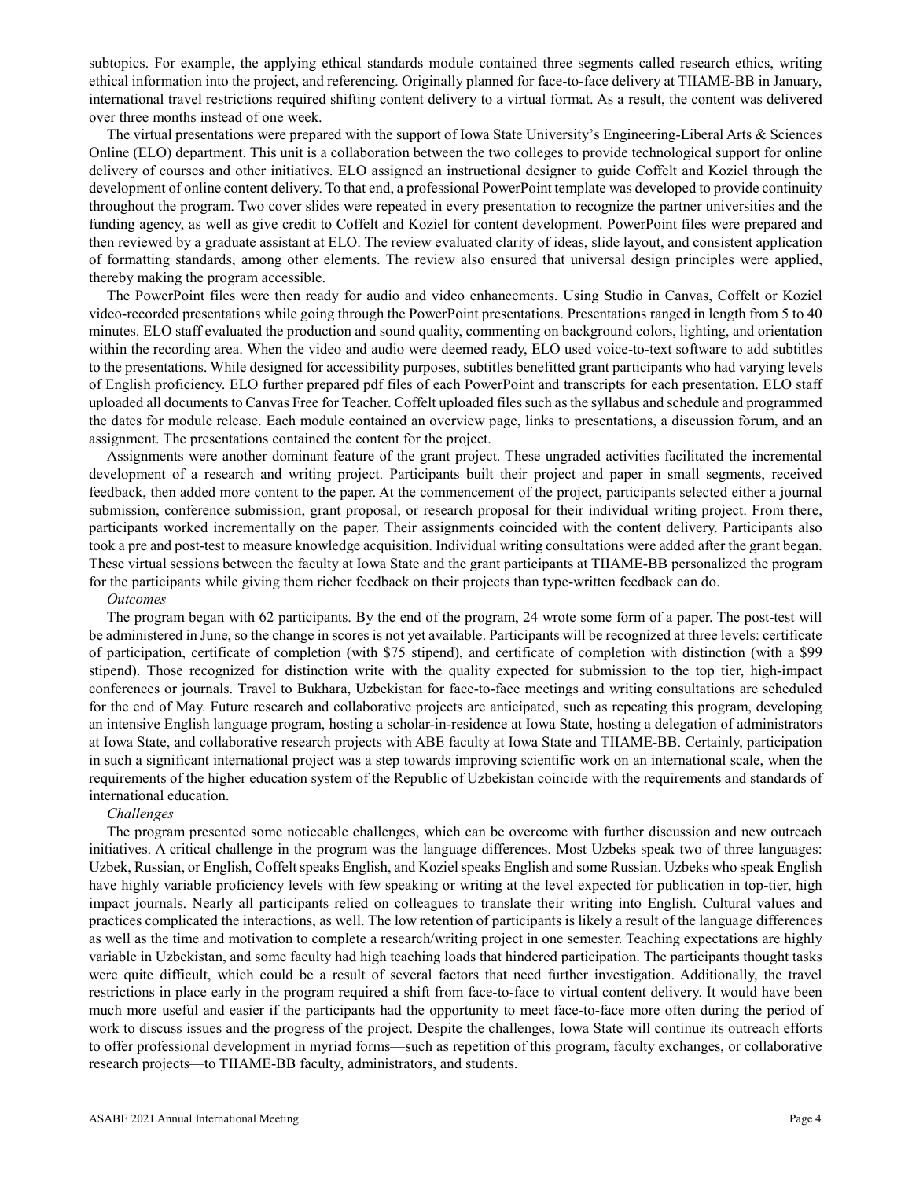subtopics. For example, the applying ethical standards module contained three segments called research ethics, writing ethical information into the project, and referencing. Originally planned for face-to-face delivery at TIIAME-BB in January, international travel restrictions required shifting content delivery to a virtual format. As a result, the content was delivered over three months instead of one week.

The virtual presentations were prepared with the support of Iowa State University's Engineering-Liberal Arts & Sciences Online (ELO) department. This unit is a collaboration between the two colleges to provide technological support for online delivery of courses and other initiatives. ELO assigned an instructional designer to guide Coffelt and Koziel through the development of online content delivery. To that end, a professional PowerPoint template was developed to provide continuity throughout the program. Two cover slides were repeated in every presentation to recognize the partner universities and the funding agency, as well as give credit to Coffelt and Koziel for content development. PowerPoint files were prepared and then reviewed by a graduate assistant at ELO. The review evaluated clarity of ideas, slide layout, and consistent application of formatting standards, among other elements. The review also ensured that universal design principles were applied, thereby making the program accessible.

The PowerPoint files were then ready for audio and video enhancements. Using Studio in Canvas, Coffelt or Koziel video-recorded presentations while going through the PowerPoint presentations. Presentations ranged in length from 5 to 40 minutes. ELO staff evaluated the production and sound quality, commenting on background colors, lighting, and orientation within the recording area. When the video and audio were deemed ready, ELO used voice-to-text software to add subtitles to the presentations. While designed for accessibility purposes, subtitles benefitted grant participants who had varying levels of English proficiency. ELO further prepared pdf files of each PowerPoint and transcripts for each presentation. ELO staff uploaded all documents to Canvas Free for Teacher. Coffelt uploaded files such as the syllabus and schedule and programmed the dates for module release. Each module contained an overview page, links to presentations, a discussion forum, and an assignment. The presentations contained the content for the project.

Assignments were another dominant feature of the grant project. These ungraded activities facilitated the incremental development of a research and writing project. Participants built their project and paper in small segments, received feedback, then added more content to the paper. At the commencement of the project, participants selected either a journal submission, conference submission, grant proposal, or research proposal for their individual writing project. From there, participants worked incrementally on the paper. Their assignments coincided with the content delivery. Participants also took a pre and post-test to measure knowledge acquisition. Individual writing consultations were added after the grant began. These virtual sessions between the faculty at Iowa State and the grant participants at TIIAME-BB personalized the program for the participants while giving them richer feedback on their projects than type-written feedback can do.

*Outcomes*

The program began with 62 participants. By the end of the program, 24 wrote some form of a paper. The post-test will be administered in June, so the change in scores is not yet available. Participants will be recognized at three levels: certificate of participation, certificate of completion (with \$75 stipend), and certificate of completion with distinction (with a \$99 stipend). Those recognized for distinction write with the quality expected for submission to the top tier, high-impact conferences or journals. Travel to Bukhara, Uzbekistan for face-to-face meetings and writing consultations are scheduled for the end of May. Future research and collaborative projects are anticipated, such as repeating this program, developing an intensive English language program, hosting a scholar-in-residence at Iowa State, hosting a delegation of administrators at Iowa State, and collaborative research projects with ABE faculty at Iowa State and TIIAME-BB. Certainly, participation in such a significant international project was a step towards improving scientific work on an international scale, when the requirements of the higher education system of the Republic of Uzbekistan coincide with the requirements and standards of international education.

*Challenges*

The program presented some noticeable challenges, which can be overcome with further discussion and new outreach initiatives. A critical challenge in the program was the language differences. Most Uzbeks speak two of three languages: Uzbek, Russian, or English, Coffelt speaks English, and Koziel speaks English and some Russian. Uzbeks who speak English have highly variable proficiency levels with few speaking or writing at the level expected for publication in top-tier, high impact journals. Nearly all participants relied on colleagues to translate their writing into English. Cultural values and practices complicated the interactions, as well. The low retention of participants is likely a result of the language differences as well as the time and motivation to complete a research/writing project in one semester. Teaching expectations are highly variable in Uzbekistan, and some faculty had high teaching loads that hindered participation. The participants thought tasks were quite difficult, which could be a result of several factors that need further investigation. Additionally, the travel restrictions in place early in the program required a shift from face-to-face to virtual content delivery. It would have been much more useful and easier if the participants had the opportunity to meet face-to-face more often during the period of work to discuss issues and the progress of the project. Despite the challenges, Iowa State will continue its outreach efforts to offer professional development in myriad forms—such as repetition of this program, faculty exchanges, or collaborative research projects—to TIIAME-BB faculty, administrators, and students.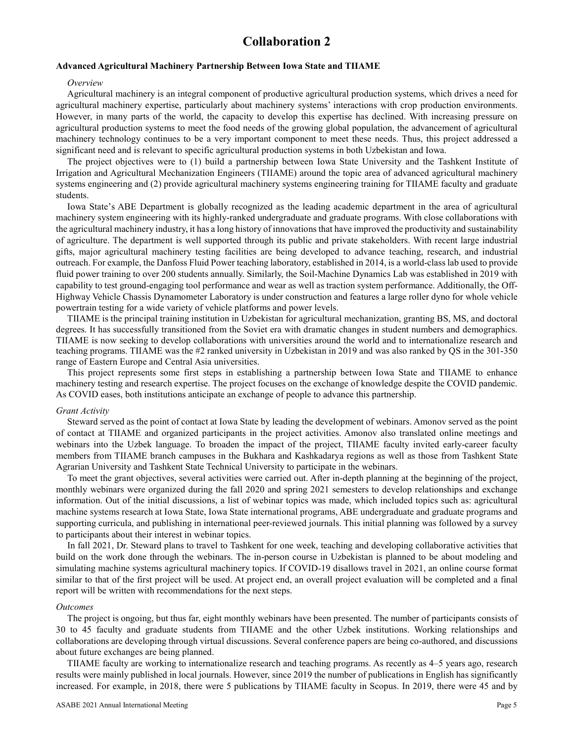# Collaboration 2

**Advanced Agricultural Machinery Partnership Between Iowa State and TIIAME**

*Overview*

Agricultural machinery is an integral component of productive agricultural production systems, which drives a need for agricultural machinery expertise, particularly about machinery systems' interactions with crop production environments. However, in many parts of the world, the capacity to develop this expertise has declined. With increasing pressure on agricultural production systems to meet the food needs of the growing global population, the advancement of agricultural machinery technology continues to be a very important component to meet these needs. Thus, this project addressed a significant need and is relevant to specific agricultural production systems in both Uzbekistan and Iowa.

The project objectives were to (1) build a partnership between Iowa State University and the Tashkent Institute of Irrigation and Agricultural Mechanization Engineers (TIIAME) around the topic area of advanced agricultural machinery systems engineering and (2) provide agricultural machinery systems engineering training for TIIAME faculty and graduate students.

Iowa State's ABE Department is globally recognized as the leading academic department in the area of agricultural machinery system engineering with its highly-ranked undergraduate and graduate programs. With close collaborations with the agricultural machinery industry, it has a long history of innovations that have improved the productivity and sustainability of agriculture. The department is well supported through its public and private stakeholders. With recent large industrial gifts, major agricultural machinery testing facilities are being developed to advance teaching, research, and industrial outreach. For example, the Danfoss Fluid Power teaching laboratory, established in 2014, is a world-class lab used to provide fluid power training to over 200 students annually. Similarly, the Soil-Machine Dynamics Lab was established in 2019 with capability to test ground-engaging tool performance and wear as well as traction system performance. Additionally, the Off-Highway Vehicle Chassis Dynamometer Laboratory is under construction and features a large roller dyno for whole vehicle powertrain testing for a wide variety of vehicle platforms and power levels.

TIIAME is the principal training institution in Uzbekistan for agricultural mechanization, granting BS, MS, and doctoral degrees. It has successfully transitioned from the Soviet era with dramatic changes in student numbers and demographics. TIIAME is now seeking to develop collaborations with universities around the world and to internationalize research and teaching programs. TIIAME was the #2 ranked university in Uzbekistan in 2019 and was also ranked by QS in the 301-350 range of Eastern Europe and Central Asia universities.

This project represents some first steps in establishing a partnership between Iowa State and TIIAME to enhance machinery testing and research expertise. The project focuses on the exchange of knowledge despite the COVID pandemic. As COVID eases, both institutions anticipate an exchange of people to advance this partnership.

*Grant Activity*

Steward served as the point of contact at Iowa State by leading the development of webinars. Amonov served as the point of contact at TIIAME and organized participants in the project activities. Amonov also translated online meetings and webinars into the Uzbek language. To broaden the impact of the project, TIIAME faculty invited early-career faculty members from TIIAME branch campuses in the Bukhara and Kashkadarya regions as well as those from Tashkent State Agrarian University and Tashkent State Technical University to participate in the webinars.

To meet the grant objectives, several activities were carried out. After in-depth planning at the beginning of the project, monthly webinars were organized during the fall 2020 and spring 2021 semesters to develop relationships and exchange information. Out of the initial discussions, a list of webinar topics was made, which included topics such as: agricultural machine systems research at Iowa State, Iowa State international programs, ABE undergraduate and graduate programs and supporting curricula, and publishing in international peer-reviewed journals. This initial planning was followed by a survey to participants about their interest in webinar topics.

In fall 2021, Dr. Steward plans to travel to Tashkent for one week, teaching and developing collaborative activities that build on the work done through the webinars. The in-person course in Uzbekistan is planned to be about modeling and simulating machine systems agricultural machinery topics. If COVID-19 disallows travel in 2021, an online course format similar to that of the first project will be used. At project end, an overall project evaluation will be completed and a final report will be written with recommendations for the next steps.

*Outcomes*

The project is ongoing, but thus far, eight monthly webinars have been presented. The number of participants consists of 30 to 45 faculty and graduate students from TIIAME and the other Uzbek institutions. Working relationships and collaborations are developing through virtual discussions. Several conference papers are being co-authored, and discussions about future exchanges are being planned.

TIIAME faculty are working to internationalize research and teaching programs. As recently as 4–5 years ago, research results were mainly published in local journals. However, since 2019 the number of publications in English has significantly increased. For example, in 2018, there were 5 publications by TIIAME faculty in Scopus. In 2019, there were 45 and by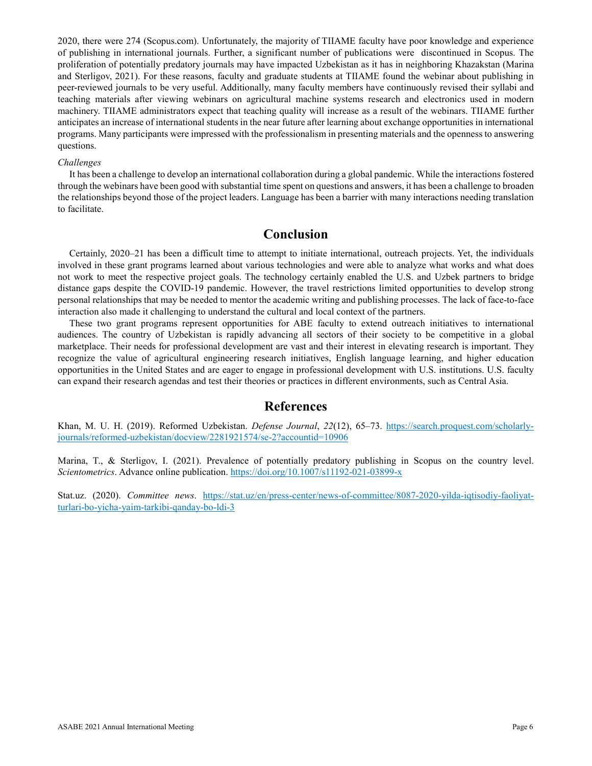2020, there were 274 (Scopus.com). Unfortunately, the majority of TIIAME faculty have poor knowledge and experience of publishing in international journals. Further, a significant number of publications were discontinued in Scopus. The proliferation of potentially predatory journals may have impacted Uzbekistan as it has in neighboring Khazakstan (Marina and Sterligov, 2021). For these reasons, faculty and graduate students at TIIAME found the webinar about publishing in peer-reviewed journals to be very useful. Additionally, many faculty members have continuously revised their syllabi and teaching materials after viewing webinars on agricultural machine systems research and electronics used in modern machinery. TIIAME administrators expect that teaching quality will increase as a result of the webinars. TIIAME further anticipates an increase of international students in the near future after learning about exchange opportunities in international programs. Many participants were impressed with the professionalism in presenting materials and the openness to answering questions.

*Challenges*

It has been a challenge to develop an international collaboration during a global pandemic. While the interactions fostered through the webinars have been good with substantial time spent on questions and answers, it has been a challenge to broaden the relationships beyond those of the project leaders. Language has been a barrier with many interactions needing translation to facilitate.

## Conclusion

Certainly, 2020–21 has been a difficult time to attempt to initiate international, outreach projects. Yet, the individuals involved in these grant programs learned about various technologies and were able to analyze what works and what does not work to meet the respective project goals. The technology certainly enabled the U.S. and Uzbek partners to bridge distance gaps despite the COVID-19 pandemic. However, the travel restrictions limited opportunities to develop strong personal relationships that may be needed to mentor the academic writing and publishing processes. The lack of face-to-face interaction also made it challenging to understand the cultural and local context of the partners.

These two grant programs represent opportunities for ABE faculty to extend outreach initiatives to international audiences. The country of Uzbekistan is rapidly advancing all sectors of their society to be competitive in a global marketplace. Their needs for professional development are vast and their interest in elevating research is important. They recognize the value of agricultural engineering research initiatives, English language learning, and higher education opportunities in the United States and are eager to engage in professional development with U.S. institutions. U.S. faculty can expand their research agendas and test their theories or practices in different environments, such as Central Asia.

## References

Khan, M. U. H. (2019). Reformed Uzbekistan. *Defense Journal*, *22*(12), 65–73. https://search.proquest.com/scholarly-journals/reformed-uzbekistan/docview/2281921574/se-2?accountid=10906

Marina, T., & Sterligov, I. (2021). Prevalence of potentially predatory publishing in Scopus on the country level. *Scientometrics*. Advance online publication. https://doi.org/10.1007/s11192-021-03899-x

Stat.uz. (2020). *Committee news*. https://stat.uz/en/press-center/news-of-committee/8087-2020-yilda-iqtisodiy-faoliyat-turlari-bo-yicha-yaim-tarkibi-qanday-bo-ldi-3